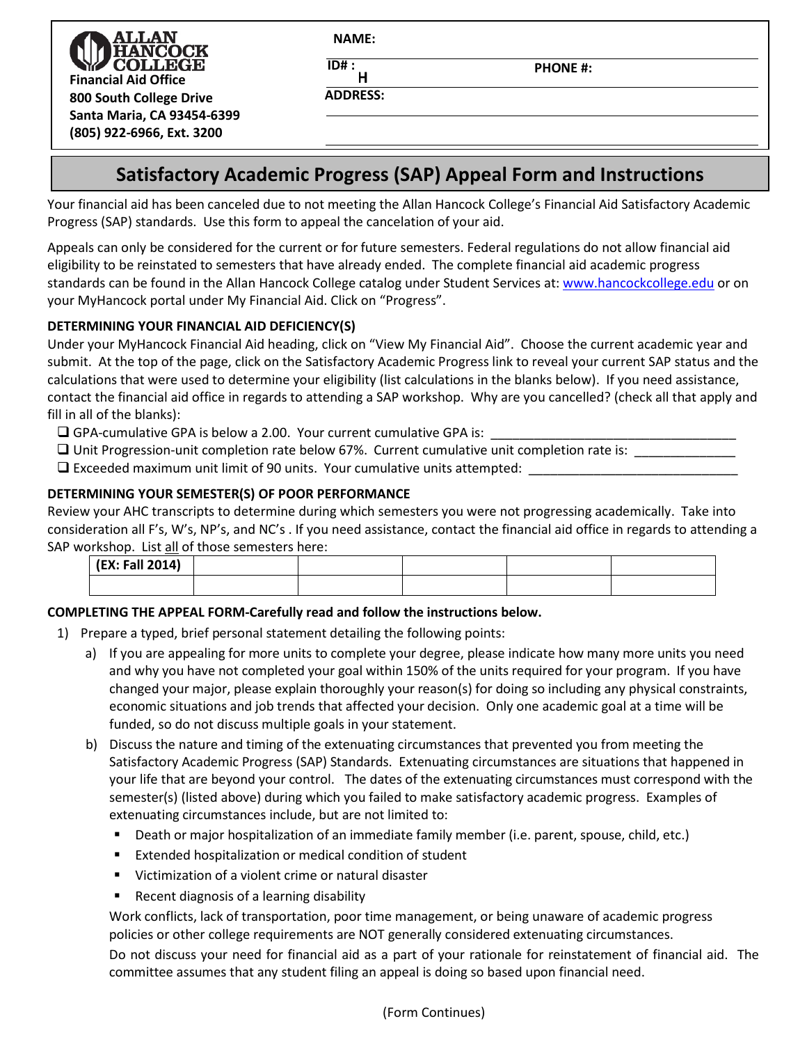**ALLAN HANCOCK COLLEGE**
**Financial Aid Office**
**800 South College Drive**
**Santa Maria, CA 93454-6399**
**(805) 922-6966, Ext. 3200**

**NAME:**

**ID# :** **H** **PHONE #:**

**ADDRESS:**

# Satisfactory Academic Progress (SAP) Appeal Form and Instructions

Your financial aid has been canceled due to not meeting the Allan Hancock College's Financial Aid Satisfactory Academic Progress (SAP) standards. Use this form to appeal the cancelation of your aid.

Appeals can only be considered for the current or for future semesters. Federal regulations do not allow financial aid eligibility to be reinstated to semesters that have already ended. The complete financial aid academic progress standards can be found in the Allan Hancock College catalog under Student Services at: www.hancockcollege.edu or on your MyHancock portal under My Financial Aid. Click on "Progress".

**DETERMINING YOUR FINANCIAL AID DEFICIENCY(S)**

Under your MyHancock Financial Aid heading, click on "View My Financial Aid". Choose the current academic year and submit. At the top of the page, click on the Satisfactory Academic Progress link to reveal your current SAP status and the calculations that were used to determine your eligibility (list calculations in the blanks below). If you need assistance, contact the financial aid office in regards to attending a SAP workshop. Why are you cancelled? (check all that apply and fill in all of the blanks):

- ❑ GPA-cumulative GPA is below a 2.00. Your current cumulative GPA is: ______________________________
- ❑ Unit Progression-unit completion rate below 67%. Current cumulative unit completion rate is: ____________
- ❑ Exceeded maximum unit limit of 90 units. Your cumulative units attempted: __________________________

**DETERMINING YOUR SEMESTER(S) OF POOR PERFORMANCE**

Review your AHC transcripts to determine during which semesters you were not progressing academically. Take into consideration all F's, W's, NP's, and NC's . If you need assistance, contact the financial aid office in regards to attending a SAP workshop. List all of those semesters here:

| (EX: Fall 2014) | | | | | |
|---|---|---|---|---|---|
| | | | | | |

**COMPLETING THE APPEAL FORM-Carefully read and follow the instructions below.**

1) Prepare a typed, brief personal statement detailing the following points:
   a) If you are appealing for more units to complete your degree, please indicate how many more units you need and why you have not completed your goal within 150% of the units required for your program. If you have changed your major, please explain thoroughly your reason(s) for doing so including any physical constraints, economic situations and job trends that affected your decision. Only one academic goal at a time will be funded, so do not discuss multiple goals in your statement.
   b) Discuss the nature and timing of the extenuating circumstances that prevented you from meeting the Satisfactory Academic Progress (SAP) Standards. Extenuating circumstances are situations that happened in your life that are beyond your control. The dates of the extenuating circumstances must correspond with the semester(s) (listed above) during which you failed to make satisfactory academic progress. Examples of extenuating circumstances include, but are not limited to:
      - Death or major hospitalization of an immediate family member (i.e. parent, spouse, child, etc.)
      - Extended hospitalization or medical condition of student
      - Victimization of a violent crime or natural disaster
      - Recent diagnosis of a learning disability

      Work conflicts, lack of transportation, poor time management, or being unaware of academic progress policies or other college requirements are NOT generally considered extenuating circumstances.

      Do not discuss your need for financial aid as a part of your rationale for reinstatement of financial aid. The committee assumes that any student filing an appeal is doing so based upon financial need.

(Form Continues)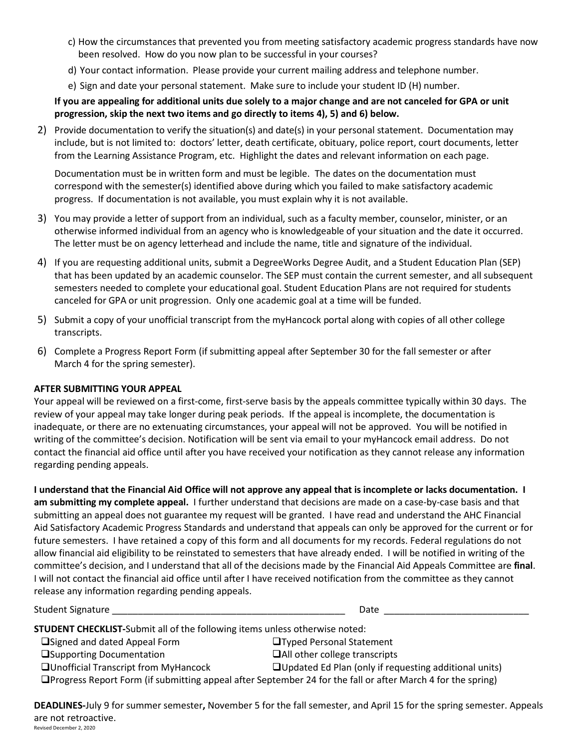c) How the circumstances that prevented you from meeting satisfactory academic progress standards have now been resolved. How do you now plan to be successful in your courses?

d) Your contact information. Please provide your current mailing address and telephone number.

e) Sign and date your personal statement. Make sure to include your student ID (H) number.

**If you are appealing for additional units due solely to a major change and are not canceled for GPA or unit progression, skip the next two items and go directly to items 4), 5) and 6) below.**

2) Provide documentation to verify the situation(s) and date(s) in your personal statement. Documentation may include, but is not limited to: doctors' letter, death certificate, obituary, police report, court documents, letter from the Learning Assistance Program, etc. Highlight the dates and relevant information on each page.

   Documentation must be in written form and must be legible. The dates on the documentation must correspond with the semester(s) identified above during which you failed to make satisfactory academic progress. If documentation is not available, you must explain why it is not available.

3) You may provide a letter of support from an individual, such as a faculty member, counselor, minister, or an otherwise informed individual from an agency who is knowledgeable of your situation and the date it occurred. The letter must be on agency letterhead and include the name, title and signature of the individual.

4) If you are requesting additional units, submit a DegreeWorks Degree Audit, and a Student Education Plan (SEP) that has been updated by an academic counselor. The SEP must contain the current semester, and all subsequent semesters needed to complete your educational goal. Student Education Plans are not required for students canceled for GPA or unit progression. Only one academic goal at a time will be funded.

5) Submit a copy of your unofficial transcript from the myHancock portal along with copies of all other college transcripts.

6) Complete a Progress Report Form (if submitting appeal after September 30 for the fall semester or after March 4 for the spring semester).

**AFTER SUBMITTING YOUR APPEAL**

Your appeal will be reviewed on a first-come, first-serve basis by the appeals committee typically within 30 days. The review of your appeal may take longer during peak periods. If the appeal is incomplete, the documentation is inadequate, or there are no extenuating circumstances, your appeal will not be approved. You will be notified in writing of the committee's decision. Notification will be sent via email to your myHancock email address. Do not contact the financial aid office until after you have received your notification as they cannot release any information regarding pending appeals.

**I understand that the Financial Aid Office will not approve any appeal that is incomplete or lacks documentation. I am submitting my complete appeal.** I further understand that decisions are made on a case-by-case basis and that submitting an appeal does not guarantee my request will be granted. I have read and understand the AHC Financial Aid Satisfactory Academic Progress Standards and understand that appeals can only be approved for the current or for future semesters. I have retained a copy of this form and all documents for my records. Federal regulations do not allow financial aid eligibility to be reinstated to semesters that have already ended. I will be notified in writing of the committee's decision, and I understand that all of the decisions made by the Financial Aid Appeals Committee are **final**. I will not contact the financial aid office until after I have received notification from the committee as they cannot release any information regarding pending appeals.

Student Signature _______________________________________________ Date ____________________________

**STUDENT CHECKLIST-**Submit all of the following items unless otherwise noted:

- ❑ Signed and dated Appeal Form
- ❑ Typed Personal Statement
- ❑ Supporting Documentation
- ❑ All other college transcripts
- ❑ Unofficial Transcript from MyHancock
- ❑ Updated Ed Plan (only if requesting additional units)
- ❑ Progress Report Form (if submitting appeal after September 24 for the fall or after March 4 for the spring)

**DEADLINES-**July 9 for summer semester**,** November 5 for the fall semester, and April 15 for the spring semester. Appeals are not retroactive.

Revised December 2, 2020